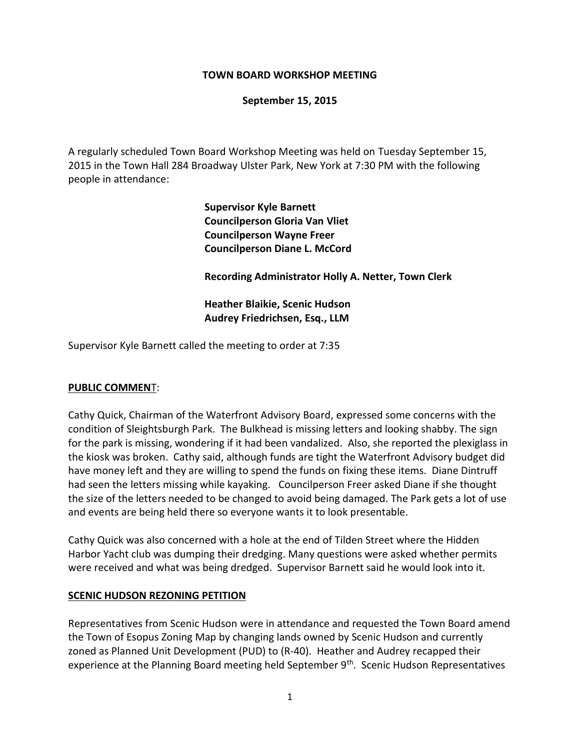**TOWN BOARD WORKSHOP MEETING**

**September 15, 2015**

A regularly scheduled Town Board Workshop Meeting was held on Tuesday September 15, 2015 in the Town Hall 284 Broadway Ulster Park, New York at 7:30 PM with the following people in attendance:

**Supervisor Kyle Barnett**
**Councilperson Gloria Van Vliet**
**Councilperson Wayne Freer**
**Councilperson Diane L. McCord**

**Recording Administrator Holly A. Netter, Town Clerk**

**Heather Blaikie, Scenic Hudson**
**Audrey Friedrichsen, Esq., LLM**

Supervisor Kyle Barnett called the meeting to order at 7:35

**PUBLIC COMMENT**:

Cathy Quick, Chairman of the Waterfront Advisory Board, expressed some concerns with the condition of Sleightsburgh Park. The Bulkhead is missing letters and looking shabby. The sign for the park is missing, wondering if it had been vandalized. Also, she reported the plexiglass in the kiosk was broken. Cathy said, although funds are tight the Waterfront Advisory budget did have money left and they are willing to spend the funds on fixing these items. Diane Dintruff had seen the letters missing while kayaking. Councilperson Freer asked Diane if she thought the size of the letters needed to be changed to avoid being damaged. The Park gets a lot of use and events are being held there so everyone wants it to look presentable.

Cathy Quick was also concerned with a hole at the end of Tilden Street where the Hidden Harbor Yacht club was dumping their dredging. Many questions were asked whether permits were received and what was being dredged. Supervisor Barnett said he would look into it.

**SCENIC HUDSON REZONING PETITION**

Representatives from Scenic Hudson were in attendance and requested the Town Board amend the Town of Esopus Zoning Map by changing lands owned by Scenic Hudson and currently zoned as Planned Unit Development (PUD) to (R-40). Heather and Audrey recapped their experience at the Planning Board meeting held September 9th. Scenic Hudson Representatives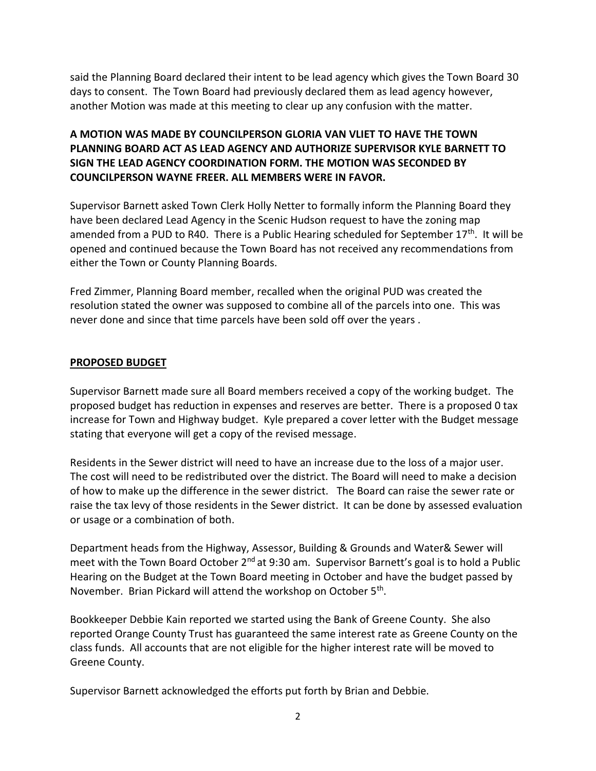said the Planning Board declared their intent to be lead agency which gives the Town Board 30 days to consent. The Town Board had previously declared them as lead agency however, another Motion was made at this meeting to clear up any confusion with the matter.

**A MOTION WAS MADE BY COUNCILPERSON GLORIA VAN VLIET TO HAVE THE TOWN PLANNING BOARD ACT AS LEAD AGENCY AND AUTHORIZE SUPERVISOR KYLE BARNETT TO SIGN THE LEAD AGENCY COORDINATION FORM. THE MOTION WAS SECONDED BY COUNCILPERSON WAYNE FREER. ALL MEMBERS WERE IN FAVOR.**

Supervisor Barnett asked Town Clerk Holly Netter to formally inform the Planning Board they have been declared Lead Agency in the Scenic Hudson request to have the zoning map amended from a PUD to R40. There is a Public Hearing scheduled for September 17th. It will be opened and continued because the Town Board has not received any recommendations from either the Town or County Planning Boards.

Fred Zimmer, Planning Board member, recalled when the original PUD was created the resolution stated the owner was supposed to combine all of the parcels into one. This was never done and since that time parcels have been sold off over the years .

**PROPOSED BUDGET**

Supervisor Barnett made sure all Board members received a copy of the working budget. The proposed budget has reduction in expenses and reserves are better. There is a proposed 0 tax increase for Town and Highway budget. Kyle prepared a cover letter with the Budget message stating that everyone will get a copy of the revised message.

Residents in the Sewer district will need to have an increase due to the loss of a major user. The cost will need to be redistributed over the district. The Board will need to make a decision of how to make up the difference in the sewer district. The Board can raise the sewer rate or raise the tax levy of those residents in the Sewer district. It can be done by assessed evaluation or usage or a combination of both.

Department heads from the Highway, Assessor, Building & Grounds and Water& Sewer will meet with the Town Board October 2nd at 9:30 am. Supervisor Barnett's goal is to hold a Public Hearing on the Budget at the Town Board meeting in October and have the budget passed by November. Brian Pickard will attend the workshop on October 5th.

Bookkeeper Debbie Kain reported we started using the Bank of Greene County. She also reported Orange County Trust has guaranteed the same interest rate as Greene County on the class funds. All accounts that are not eligible for the higher interest rate will be moved to Greene County.

Supervisor Barnett acknowledged the efforts put forth by Brian and Debbie.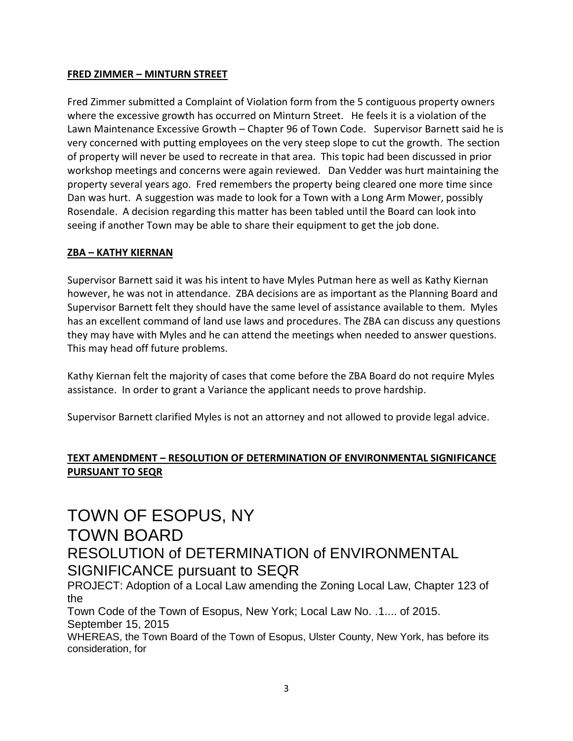**FRED ZIMMER – MINTURN STREET**

Fred Zimmer submitted a Complaint of Violation form from the 5 contiguous property owners where the excessive growth has occurred on Minturn Street. He feels it is a violation of the Lawn Maintenance Excessive Growth – Chapter 96 of Town Code. Supervisor Barnett said he is very concerned with putting employees on the very steep slope to cut the growth. The section of property will never be used to recreate in that area. This topic had been discussed in prior workshop meetings and concerns were again reviewed. Dan Vedder was hurt maintaining the property several years ago. Fred remembers the property being cleared one more time since Dan was hurt. A suggestion was made to look for a Town with a Long Arm Mower, possibly Rosendale. A decision regarding this matter has been tabled until the Board can look into seeing if another Town may be able to share their equipment to get the job done.

**ZBA – KATHY KIERNAN**

Supervisor Barnett said it was his intent to have Myles Putman here as well as Kathy Kiernan however, he was not in attendance. ZBA decisions are as important as the Planning Board and Supervisor Barnett felt they should have the same level of assistance available to them. Myles has an excellent command of land use laws and procedures. The ZBA can discuss any questions they may have with Myles and he can attend the meetings when needed to answer questions. This may head off future problems.

Kathy Kiernan felt the majority of cases that come before the ZBA Board do not require Myles assistance. In order to grant a Variance the applicant needs to prove hardship.

Supervisor Barnett clarified Myles is not an attorney and not allowed to provide legal advice.

**TEXT AMENDMENT – RESOLUTION OF DETERMINATION OF ENVIRONMENTAL SIGNIFICANCE PURSUANT TO SEQR**

# TOWN OF ESOPUS, NY
# TOWN BOARD
## RESOLUTION of DETERMINATION of ENVIRONMENTAL SIGNIFICANCE pursuant to SEQR

PROJECT: Adoption of a Local Law amending the Zoning Local Law, Chapter 123 of the
Town Code of the Town of Esopus, New York; Local Law No. .1.... of 2015.
September 15, 2015

WHEREAS, the Town Board of the Town of Esopus, Ulster County, New York, has before its consideration, for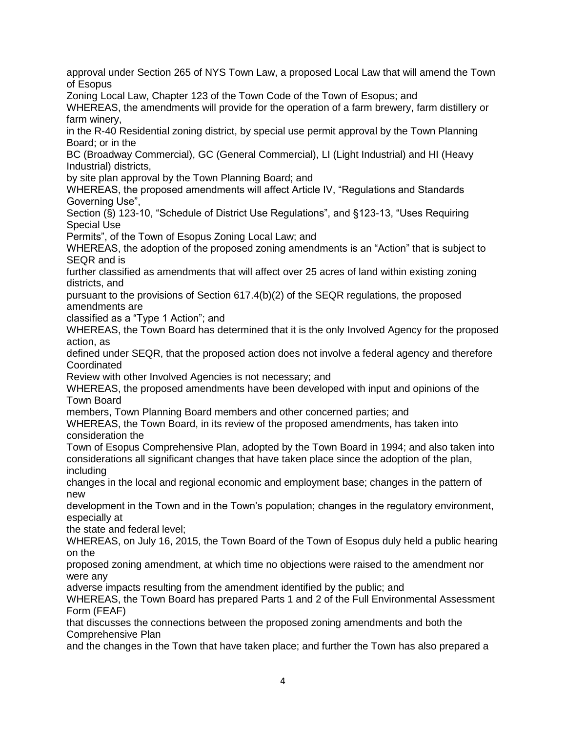approval under Section 265 of NYS Town Law, a proposed Local Law that will amend the Town of Esopus Zoning Local Law, Chapter 123 of the Town Code of the Town of Esopus; and

WHEREAS, the amendments will provide for the operation of a farm brewery, farm distillery or farm winery, in the R-40 Residential zoning district, by special use permit approval by the Town Planning Board; or in the BC (Broadway Commercial), GC (General Commercial), LI (Light Industrial) and HI (Heavy Industrial) districts, by site plan approval by the Town Planning Board; and

WHEREAS, the proposed amendments will affect Article IV, "Regulations and Standards Governing Use", Section (§) 123-10, "Schedule of District Use Regulations", and §123-13, "Uses Requiring Special Use Permits", of the Town of Esopus Zoning Local Law; and

WHEREAS, the adoption of the proposed zoning amendments is an "Action" that is subject to SEQR and is further classified as amendments that will affect over 25 acres of land within existing zoning districts, and pursuant to the provisions of Section 617.4(b)(2) of the SEQR regulations, the proposed amendments are classified as a "Type 1 Action"; and

WHEREAS, the Town Board has determined that it is the only Involved Agency for the proposed action, as defined under SEQR, that the proposed action does not involve a federal agency and therefore Coordinated Review with other Involved Agencies is not necessary; and

WHEREAS, the proposed amendments have been developed with input and opinions of the Town Board members, Town Planning Board members and other concerned parties; and

WHEREAS, the Town Board, in its review of the proposed amendments, has taken into consideration the Town of Esopus Comprehensive Plan, adopted by the Town Board in 1994; and also taken into considerations all significant changes that have taken place since the adoption of the plan, including changes in the local and regional economic and employment base; changes in the pattern of new development in the Town and in the Town's population; changes in the regulatory environment, especially at the state and federal level;

WHEREAS, on July 16, 2015, the Town Board of the Town of Esopus duly held a public hearing on the proposed zoning amendment, at which time no objections were raised to the amendment nor were any adverse impacts resulting from the amendment identified by the public; and

WHEREAS, the Town Board has prepared Parts 1 and 2 of the Full Environmental Assessment Form (FEAF) that discusses the connections between the proposed zoning amendments and both the Comprehensive Plan and the changes in the Town that have taken place; and further the Town has also prepared a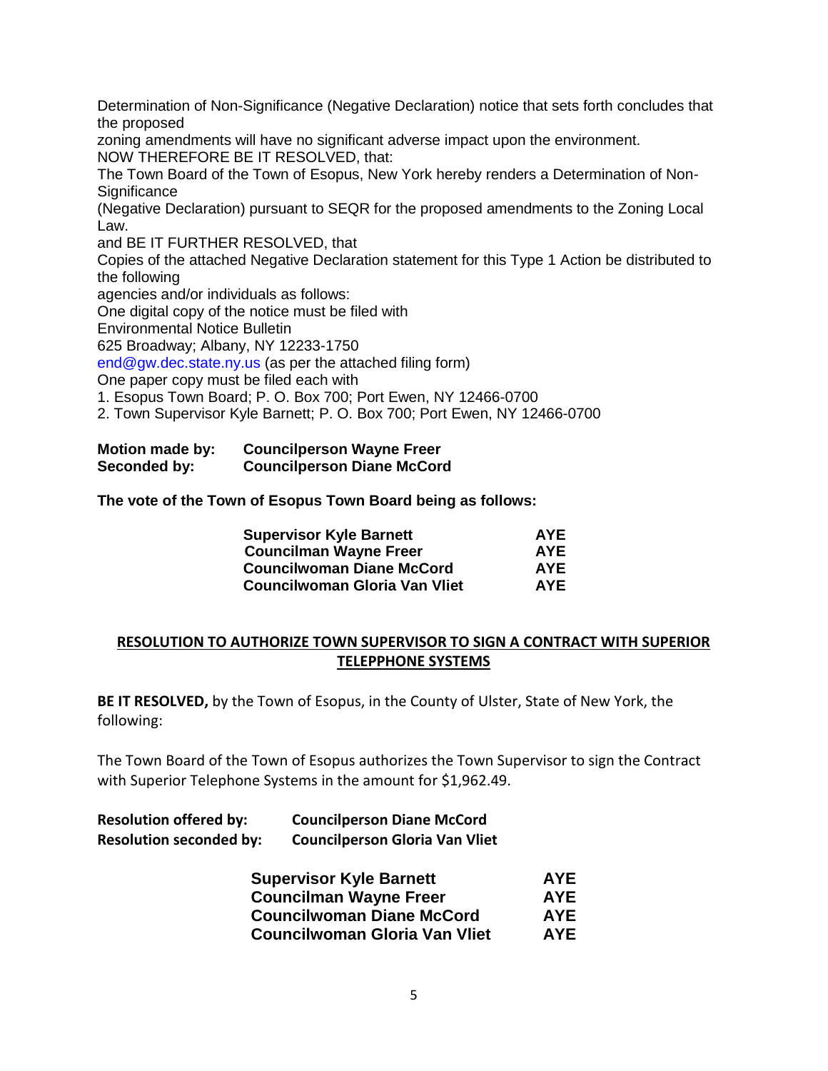Determination of Non-Significance (Negative Declaration) notice that sets forth concludes that the proposed zoning amendments will have no significant adverse impact upon the environment.

NOW THEREFORE BE IT RESOLVED, that:

The Town Board of the Town of Esopus, New York hereby renders a Determination of Non-Significance (Negative Declaration) pursuant to SEQR for the proposed amendments to the Zoning Local Law.

and BE IT FURTHER RESOLVED, that

Copies of the attached Negative Declaration statement for this Type 1 Action be distributed to the following agencies and/or individuals as follows:

One digital copy of the notice must be filed with
Environmental Notice Bulletin
625 Broadway; Albany, NY 12233-1750
end@gw.dec.state.ny.us (as per the attached filing form)

One paper copy must be filed each with

1. Esopus Town Board; P. O. Box 700; Port Ewen, NY 12466-0700
2. Town Supervisor Kyle Barnett; P. O. Box 700; Port Ewen, NY 12466-0700

**Motion made by:** **Councilperson Wayne Freer**
**Seconded by:** **Councilperson Diane McCord**

**The vote of the Town of Esopus Town Board being as follows:**

| | |
|---|---|
| **Supervisor Kyle Barnett** | **AYE** |
| **Councilman Wayne Freer** | **AYE** |
| **Councilwoman Diane McCord** | **AYE** |
| **Councilwoman Gloria Van Vliet** | **AYE** |

## RESOLUTION TO AUTHORIZE TOWN SUPERVISOR TO SIGN A CONTRACT WITH SUPERIOR TELEPPHONE SYSTEMS

**BE IT RESOLVED,** by the Town of Esopus, in the County of Ulster, State of New York, the following:

The Town Board of the Town of Esopus authorizes the Town Supervisor to sign the Contract with Superior Telephone Systems in the amount for $1,962.49.

**Resolution offered by:** **Councilperson Diane McCord**
**Resolution seconded by:** **Councilperson Gloria Van Vliet**

| | |
|---|---|
| **Supervisor Kyle Barnett** | **AYE** |
| **Councilman Wayne Freer** | **AYE** |
| **Councilwoman Diane McCord** | **AYE** |
| **Councilwoman Gloria Van Vliet** | **AYE** |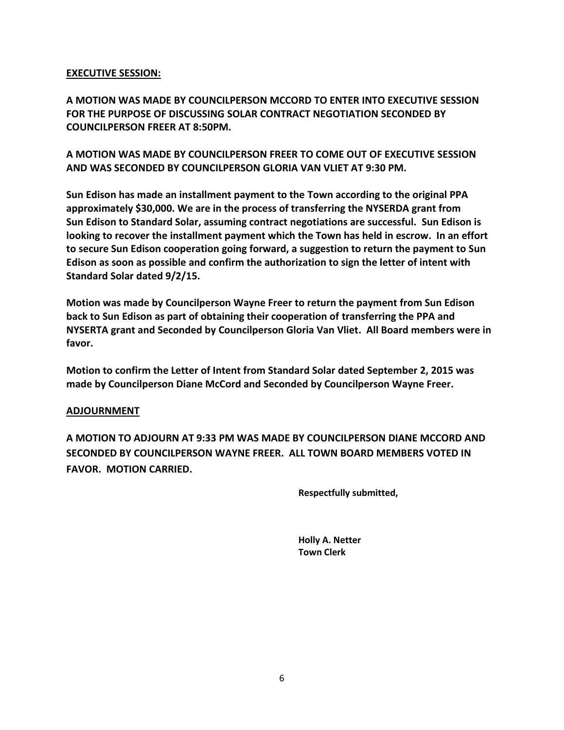**EXECUTIVE SESSION:**

**A MOTION WAS MADE BY COUNCILPERSON MCCORD TO ENTER INTO EXECUTIVE SESSION FOR THE PURPOSE OF DISCUSSING SOLAR CONTRACT NEGOTIATION SECONDED BY COUNCILPERSON FREER AT 8:50PM.**

**A MOTION WAS MADE BY COUNCILPERSON FREER TO COME OUT OF EXECUTIVE SESSION AND WAS SECONDED BY COUNCILPERSON GLORIA VAN VLIET AT 9:30 PM.**

**Sun Edison has made an installment payment to the Town according to the original PPA approximately $30,000. We are in the process of transferring the NYSERDA grant from Sun Edison to Standard Solar, assuming contract negotiations are successful. Sun Edison is looking to recover the installment payment which the Town has held in escrow. In an effort to secure Sun Edison cooperation going forward, a suggestion to return the payment to Sun Edison as soon as possible and confirm the authorization to sign the letter of intent with Standard Solar dated 9/2/15.**

**Motion was made by Councilperson Wayne Freer to return the payment from Sun Edison back to Sun Edison as part of obtaining their cooperation of transferring the PPA and NYSERTA grant and Seconded by Councilperson Gloria Van Vliet. All Board members were in favor.**

**Motion to confirm the Letter of Intent from Standard Solar dated September 2, 2015 was made by Councilperson Diane McCord and Seconded by Councilperson Wayne Freer.**

**ADJOURNMENT**

**A MOTION TO ADJOURN AT 9:33 PM WAS MADE BY COUNCILPERSON DIANE MCCORD AND SECONDED BY COUNCILPERSON WAYNE FREER. ALL TOWN BOARD MEMBERS VOTED IN FAVOR. MOTION CARRIED.**

**Respectfully submitted,**

**Holly A. Netter**
**Town Clerk**